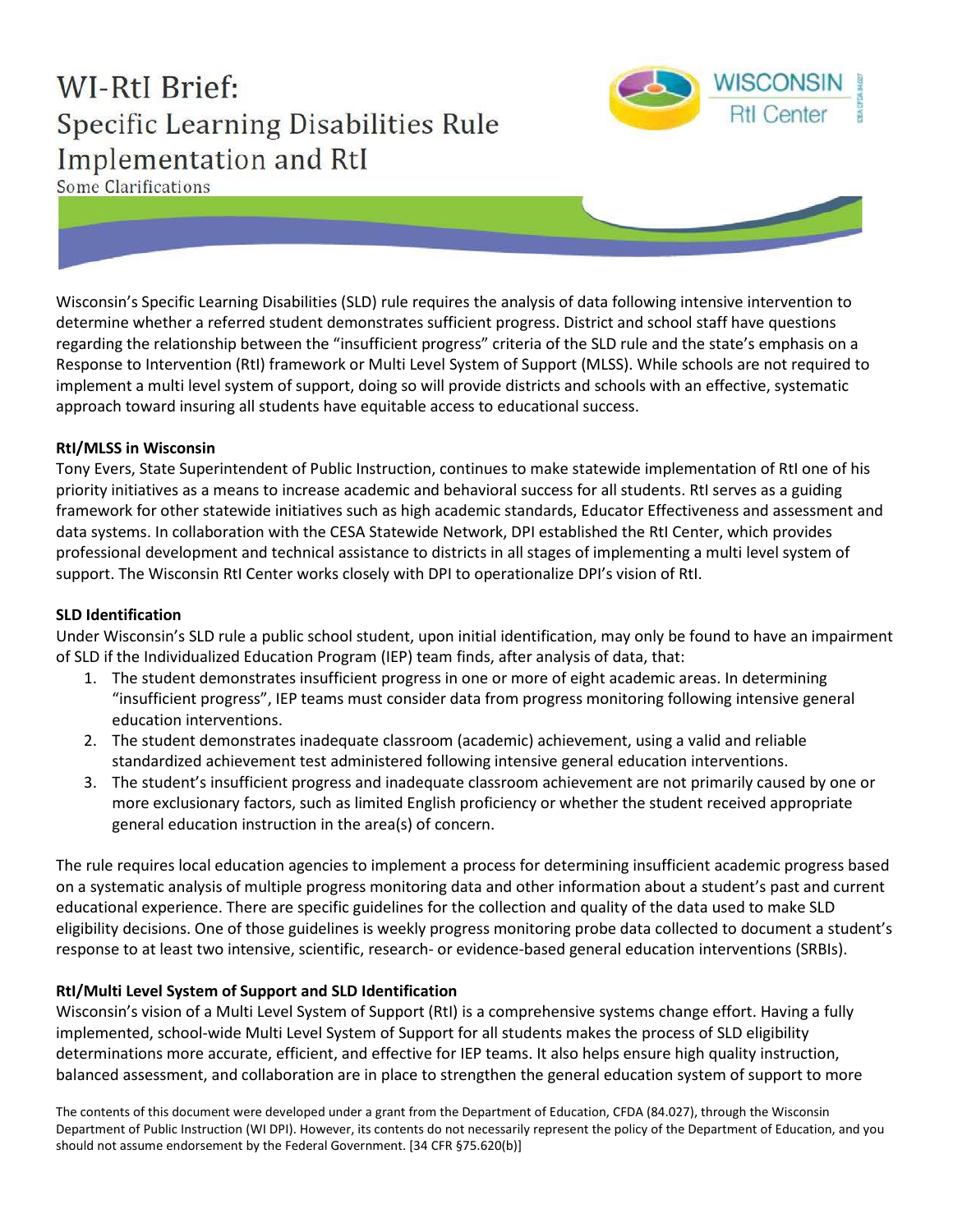# WI-RtI Brief: Specific Learning Disabilities Rule Implementation and RtI

Some Clarifications

Wisconsin's Specific Learning Disabilities (SLD) rule requires the analysis of data following intensive intervention to determine whether a referred student demonstrates sufficient progress. District and school staff have questions regarding the relationship between the "insufficient progress" criteria of the SLD rule and the state's emphasis on a Response to Intervention (RtI) framework or Multi Level System of Support (MLSS). While schools are not required to implement a multi level system of support, doing so will provide districts and schools with an effective, systematic approach toward insuring all students have equitable access to educational success.

**RtI/MLSS in Wisconsin**

Tony Evers, State Superintendent of Public Instruction, continues to make statewide implementation of RtI one of his priority initiatives as a means to increase academic and behavioral success for all students. RtI serves as a guiding framework for other statewide initiatives such as high academic standards, Educator Effectiveness and assessment and data systems. In collaboration with the CESA Statewide Network, DPI established the RtI Center, which provides professional development and technical assistance to districts in all stages of implementing a multi level system of support. The Wisconsin RtI Center works closely with DPI to operationalize DPI's vision of RtI.

**SLD Identification**

Under Wisconsin's SLD rule a public school student, upon initial identification, may only be found to have an impairment of SLD if the Individualized Education Program (IEP) team finds, after analysis of data, that:

1. The student demonstrates insufficient progress in one or more of eight academic areas. In determining "insufficient progress", IEP teams must consider data from progress monitoring following intensive general education interventions.
2. The student demonstrates inadequate classroom (academic) achievement, using a valid and reliable standardized achievement test administered following intensive general education interventions.
3. The student's insufficient progress and inadequate classroom achievement are not primarily caused by one or more exclusionary factors, such as limited English proficiency or whether the student received appropriate general education instruction in the area(s) of concern.

The rule requires local education agencies to implement a process for determining insufficient academic progress based on a systematic analysis of multiple progress monitoring data and other information about a student's past and current educational experience. There are specific guidelines for the collection and quality of the data used to make SLD eligibility decisions. One of those guidelines is weekly progress monitoring probe data collected to document a student's response to at least two intensive, scientific, research- or evidence-based general education interventions (SRBIs).

**RtI/Multi Level System of Support and SLD Identification**

Wisconsin's vision of a Multi Level System of Support (RtI) is a comprehensive systems change effort. Having a fully implemented, school-wide Multi Level System of Support for all students makes the process of SLD eligibility determinations more accurate, efficient, and effective for IEP teams. It also helps ensure high quality instruction, balanced assessment, and collaboration are in place to strengthen the general education system of support to more

The contents of this document were developed under a grant from the Department of Education, CFDA (84.027), through the Wisconsin Department of Public Instruction (WI DPI). However, its contents do not necessarily represent the policy of the Department of Education, and you should not assume endorsement by the Federal Government. [34 CFR §75.620(b)]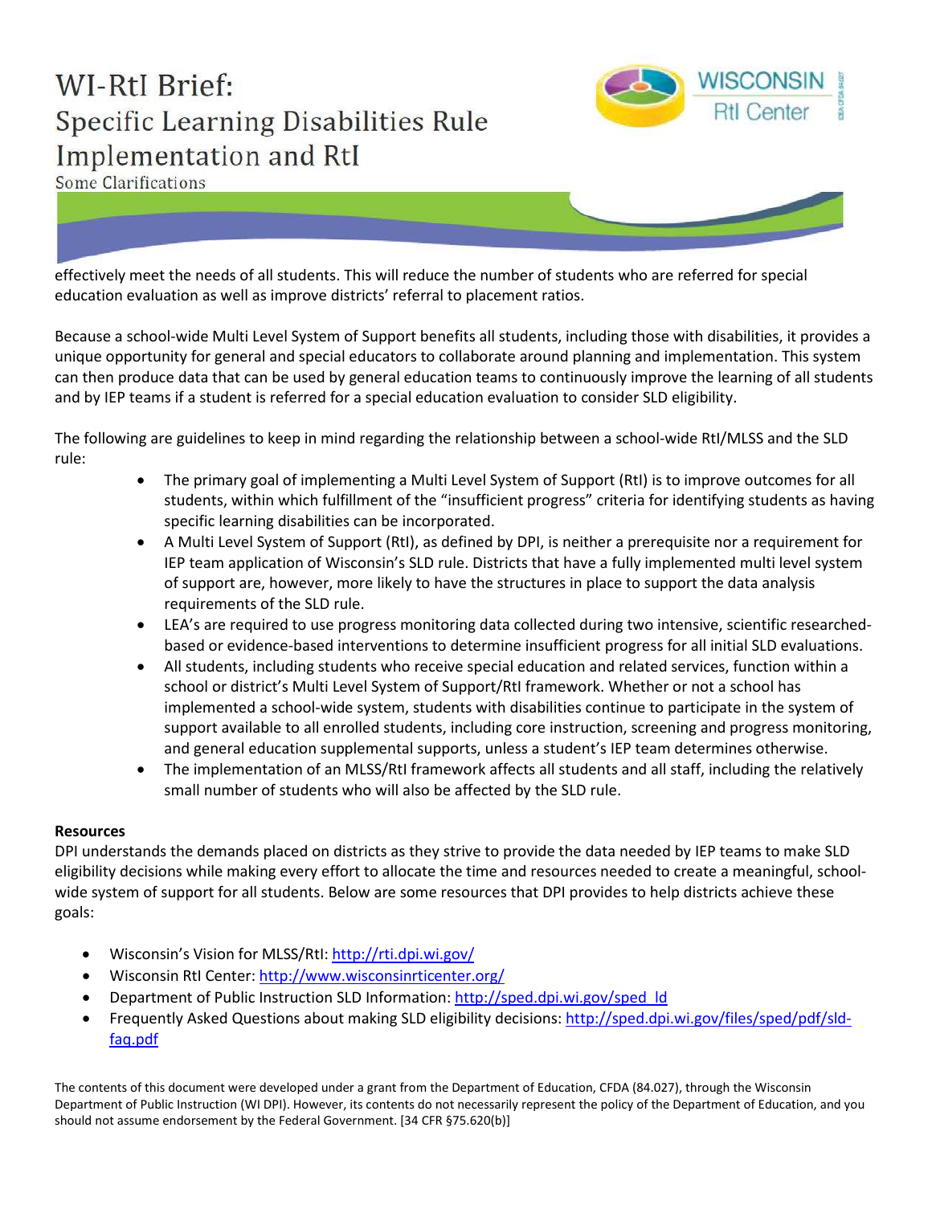effectively meet the needs of all students. This will reduce the number of students who are referred for special education evaluation as well as improve districts' referral to placement ratios.

Because a school-wide Multi Level System of Support benefits all students, including those with disabilities, it provides a unique opportunity for general and special educators to collaborate around planning and implementation. This system can then produce data that can be used by general education teams to continuously improve the learning of all students and by IEP teams if a student is referred for a special education evaluation to consider SLD eligibility.

The following are guidelines to keep in mind regarding the relationship between a school-wide RtI/MLSS and the SLD rule:

- The primary goal of implementing a Multi Level System of Support (RtI) is to improve outcomes for all students, within which fulfillment of the "insufficient progress" criteria for identifying students as having specific learning disabilities can be incorporated.
- A Multi Level System of Support (RtI), as defined by DPI, is neither a prerequisite nor a requirement for IEP team application of Wisconsin's SLD rule. Districts that have a fully implemented multi level system of support are, however, more likely to have the structures in place to support the data analysis requirements of the SLD rule.
- LEA's are required to use progress monitoring data collected during two intensive, scientific researched-based or evidence-based interventions to determine insufficient progress for all initial SLD evaluations.
- All students, including students who receive special education and related services, function within a school or district's Multi Level System of Support/RtI framework. Whether or not a school has implemented a school-wide system, students with disabilities continue to participate in the system of support available to all enrolled students, including core instruction, screening and progress monitoring, and general education supplemental supports, unless a student's IEP team determines otherwise.
- The implementation of an MLSS/RtI framework affects all students and all staff, including the relatively small number of students who will also be affected by the SLD rule.

**Resources**

DPI understands the demands placed on districts as they strive to provide the data needed by IEP teams to make SLD eligibility decisions while making every effort to allocate the time and resources needed to create a meaningful, school-wide system of support for all students. Below are some resources that DPI provides to help districts achieve these goals:

- Wisconsin's Vision for MLSS/RtI: http://rti.dpi.wi.gov/
- Wisconsin RtI Center: http://www.wisconsinrticenter.org/
- Department of Public Instruction SLD Information: http://sped.dpi.wi.gov/sped_ld
- Frequently Asked Questions about making SLD eligibility decisions: http://sped.dpi.wi.gov/files/sped/pdf/sld-faq.pdf

The contents of this document were developed under a grant from the Department of Education, CFDA (84.027), through the Wisconsin Department of Public Instruction (WI DPI). However, its contents do not necessarily represent the policy of the Department of Education, and you should not assume endorsement by the Federal Government. [34 CFR §75.620(b)]